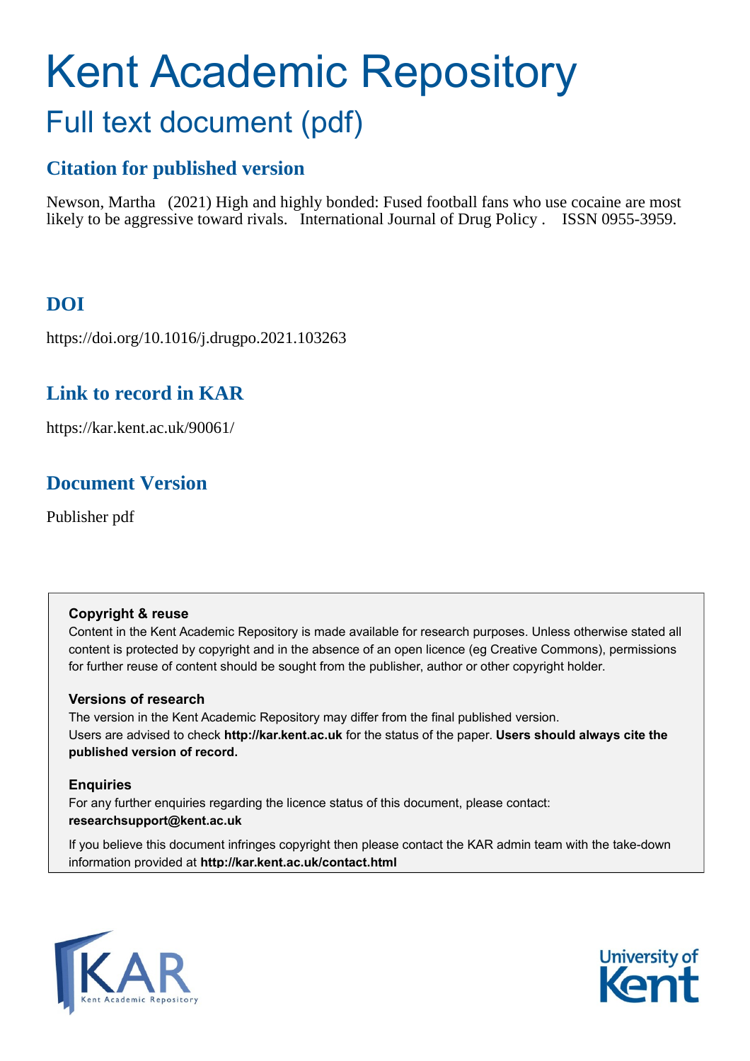# Kent Academic Repository

## Full text document (pdf)

### Citation for published version

Newson, Martha (2021) High and highly bonded: Fused football fans who use cocaine are most likely to be aggressive toward rivals. International Journal of Drug Policy . ISSN 0955-3959.

### DOI

https://doi.org/10.1016/j.drugpo.2021.103263

### Link to record in KAR

https://kar.kent.ac.uk/90061/

### Document Version

Publisher pdf

**Copyright & reuse**

Content in the Kent Academic Repository is made available for research purposes. Unless otherwise stated all content is protected by copyright and in the absence of an open licence (eg Creative Commons), permissions for further reuse of content should be sought from the publisher, author or other copyright holder.

**Versions of research**

The version in the Kent Academic Repository may differ from the final published version. Users are advised to check **http://kar.kent.ac.uk** for the status of the paper. **Users should always cite the published version of record.**

**Enquiries**

For any further enquiries regarding the licence status of this document, please contact: **researchsupport@kent.ac.uk**

If you believe this document infringes copyright then please contact the KAR admin team with the take-down information provided at **http://kar.kent.ac.uk/contact.html**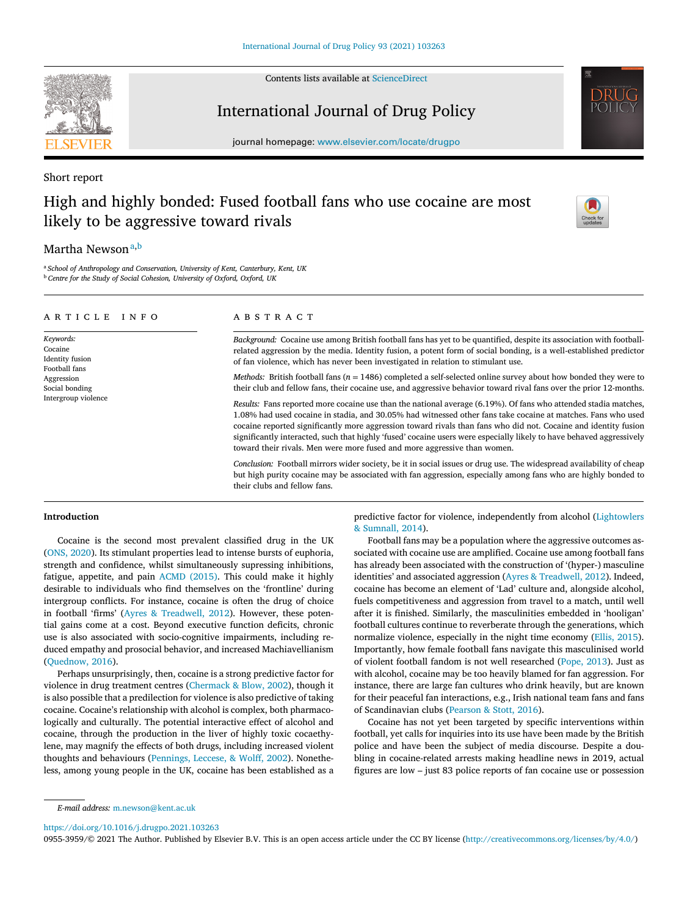Short report

# High and highly bonded: Fused football fans who use cocaine are most likely to be aggressive toward rivals

Martha Newson[a,b]

[a] School of Anthropology and Conservation, University of Kent, Canterbury, Kent, UK
[b] Centre for the Study of Social Cohesion, University of Oxford, Oxford, UK

## ARTICLE INFO

*Keywords:*
Cocaine
Identity fusion
Football fans
Aggression
Social bonding
Intergroup violence

## ABSTRACT

*Background:* Cocaine use among British football fans has yet to be quantified, despite its association with football-related aggression by the media. Identity fusion, a potent form of social bonding, is a well-established predictor of fan violence, which has never been investigated in relation to stimulant use.

*Methods:* British football fans ($n = 1486$) completed a self-selected online survey about how bonded they were to their club and fellow fans, their cocaine use, and aggressive behavior toward rival fans over the prior 12-months.

*Results:* Fans reported more cocaine use than the national average (6.19%). Of fans who attended stadia matches, 1.08% had used cocaine in stadia, and 30.05% had witnessed other fans take cocaine at matches. Fans who used cocaine reported significantly more aggression toward rivals than fans who did not. Cocaine and identity fusion significantly interacted, such that highly 'fused' cocaine users were especially likely to have behaved aggressively toward their rivals. Men were more fused and more aggressive than women.

*Conclusion:* Football mirrors wider society, be it in social issues or drug use. The widespread availability of cheap but high purity cocaine may be associated with fan aggression, especially among fans who are highly bonded to their clubs and fellow fans.

## Introduction

Cocaine is the second most prevalent classified drug in the UK (ONS, 2020). Its stimulant properties lead to intense bursts of euphoria, strength and confidence, whilst simultaneously supressing inhibitions, fatigue, appetite, and pain ACMD (2015). This could make it highly desirable to individuals who find themselves on the 'frontline' during intergroup conflicts. For instance, cocaine is often the drug of choice in football 'firms' (Ayres & Treadwell, 2012). However, these potential gains come at a cost. Beyond executive function deficits, chronic use is also associated with socio-cognitive impairments, including reduced empathy and prosocial behavior, and increased Machiavellianism (Quednow, 2016).

Perhaps unsurprisingly, then, cocaine is a strong predictive factor for violence in drug treatment centres (Chermack & Blow, 2002), though it is also possible that a predilection for violence is also predictive of taking cocaine. Cocaine's relationship with alcohol is complex, both pharmacologically and culturally. The potential interactive effect of alcohol and cocaine, through the production in the liver of highly toxic cocaethylene, may magnify the effects of both drugs, including increased violent thoughts and behaviours (Pennings, Leccese, & Wolff, 2002). Nonetheless, among young people in the UK, cocaine has been established as a predictive factor for violence, independently from alcohol (Lightowlers & Sumnall, 2014).

Football fans may be a population where the aggressive outcomes associated with cocaine use are amplified. Cocaine use among football fans has already been associated with the construction of '(hyper-) masculine identities' and associated aggression (Ayres & Treadwell, 2012). Indeed, cocaine has become an element of 'Lad' culture and, alongside alcohol, fuels competitiveness and aggression from travel to a match, until well after it is finished. Similarly, the masculinities embedded in 'hooligan' football cultures continue to reverberate through the generations, which normalize violence, especially in the night time economy (Ellis, 2015). Importantly, how female football fans navigate this masculinised world of violent football fandom is not well researched (Pope, 2013). Just as with alcohol, cocaine may be too heavily blamed for fan aggression. For instance, there are large fan cultures who drink heavily, but are known for their peaceful fan interactions, e.g., Irish national team fans and fans of Scandinavian clubs (Pearson & Stott, 2016).

Cocaine has not yet been targeted by specific interventions within football, yet calls for inquiries into its use have been made by the British police and have been the subject of media discourse. Despite a doubling in cocaine-related arrests making headline news in 2019, actual figures are low – just 83 police reports of fan cocaine use or possession

*E-mail address:* m.newson@kent.ac.uk

https://doi.org/10.1016/j.drugpo.2021.103263
0955-3959/© 2021 The Author. Published by Elsevier B.V. This is an open access article under the CC BY license (http://creativecommons.org/licenses/by/4.0/)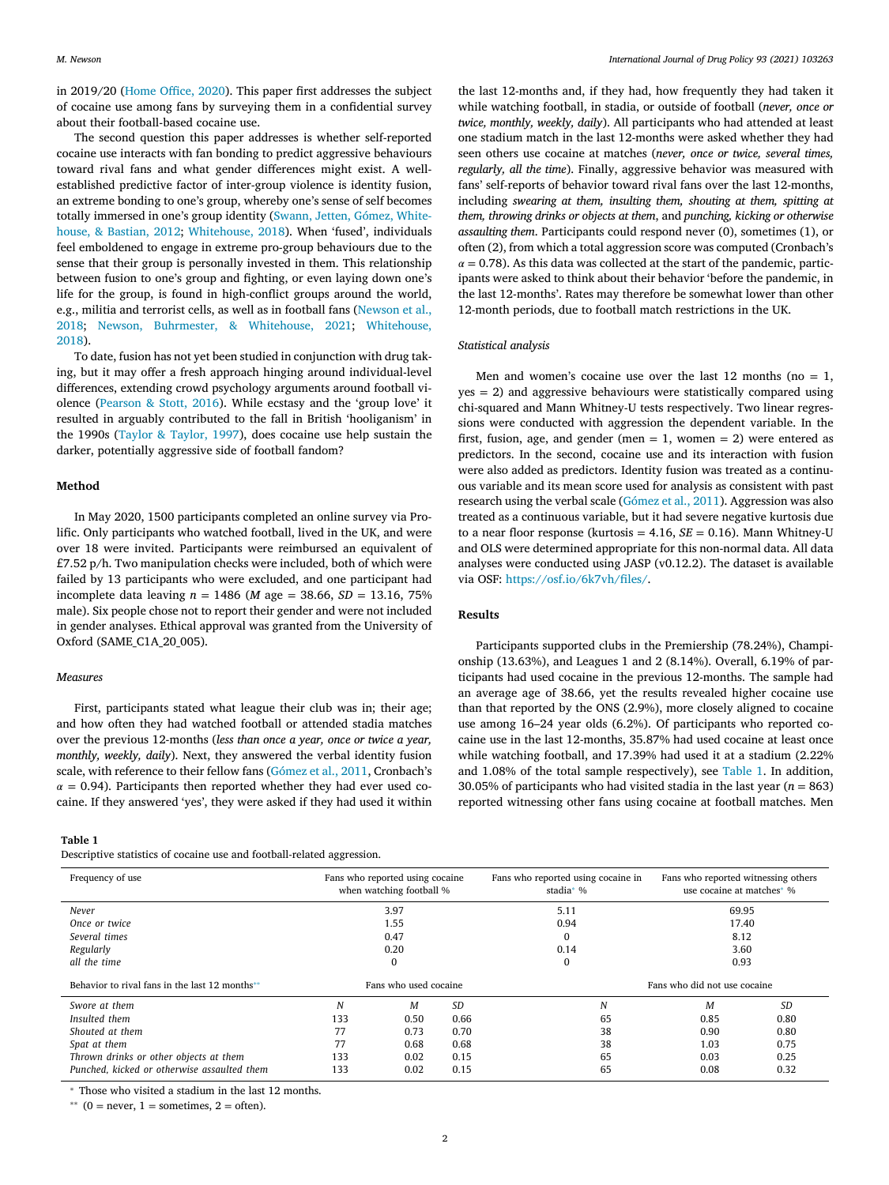in 2019/20 (Home Office, 2020). This paper first addresses the subject of cocaine use among fans by surveying them in a confidential survey about their football-based cocaine use.

The second question this paper addresses is whether self-reported cocaine use interacts with fan bonding to predict aggressive behaviours toward rival fans and what gender differences might exist. A well-established predictive factor of inter-group violence is identity fusion, an extreme bonding to one's group, whereby one's sense of self becomes totally immersed in one's group identity (Swann, Jetten, Gómez, Whitehouse, & Bastian, 2012; Whitehouse, 2018). When 'fused', individuals feel emboldened to engage in extreme pro-group behaviours due to the sense that their group is personally invested in them. This relationship between fusion to one's group and fighting, or even laying down one's life for the group, is found in high-conflict groups around the world, e.g., militia and terrorist cells, as well as in football fans (Newson et al., 2018; Newson, Buhrmester, & Whitehouse, 2021; Whitehouse, 2018).

To date, fusion has not yet been studied in conjunction with drug taking, but it may offer a fresh approach hinging around individual-level differences, extending crowd psychology arguments around football violence (Pearson & Stott, 2016). While ecstasy and the 'group love' it resulted in arguably contributed to the fall in British 'hooliganism' in the 1990s (Taylor & Taylor, 1997), does cocaine use help sustain the darker, potentially aggressive side of football fandom?

## Method

In May 2020, 1500 participants completed an online survey via Prolific. Only participants who watched football, lived in the UK, and were over 18 were invited. Participants were reimbursed an equivalent of £7.52 p/h. Two manipulation checks were included, both of which were failed by 13 participants who were excluded, and one participant had incomplete data leaving $n$ = 1486 ($M$ age = 38.66, $SD$ = 13.16, 75% male). Six people chose not to report their gender and were not included in gender analyses. Ethical approval was granted from the University of Oxford (SAME_C1A_20_005).

### Measures

First, participants stated what league their club was in; their age; and how often they had watched football or attended stadia matches over the previous 12-months (*less than once a year, once or twice a year, monthly, weekly, daily*). Next, they answered the verbal identity fusion scale, with reference to their fellow fans (Gómez et al., 2011, Cronbach's $\alpha$ = 0.94). Participants then reported whether they had ever used cocaine. If they answered 'yes', they were asked if they had used it within the last 12-months and, if they had, how frequently they had taken it while watching football, in stadia, or outside of football (*never, once or twice, monthly, weekly, daily*). All participants who had attended at least one stadium match in the last 12-months were asked whether they had seen others use cocaine at matches (*never, once or twice, several times, regularly, all the time*). Finally, aggressive behavior was measured with fans' self-reports of behavior toward rival fans over the last 12-months, including *swearing at them, insulting them, shouting at them, spitting at them, throwing drinks or objects at them*, and *punching, kicking or otherwise assaulting them*. Participants could respond never (0), sometimes (1), or often (2), from which a total aggression score was computed (Cronbach's $\alpha$ = 0.78). As this data was collected at the start of the pandemic, participants were asked to think about their behavior 'before the pandemic, in the last 12-months'. Rates may therefore be somewhat lower than other 12-month periods, due to football match restrictions in the UK.

### Statistical analysis

Men and women's cocaine use over the last 12 months (no = 1, yes = 2) and aggressive behaviours were statistically compared using chi-squared and Mann Whitney-U tests respectively. Two linear regressions were conducted with aggression the dependent variable. In the first, fusion, age, and gender (men = 1, women = 2) were entered as predictors. In the second, cocaine use and its interaction with fusion were also added as predictors. Identity fusion was treated as a continuous variable and its mean score used for analysis as consistent with past research using the verbal scale (Gómez et al., 2011). Aggression was also treated as a continuous variable, but it had severe negative kurtosis due to a near floor response (kurtosis = 4.16, $SE$ = 0.16). Mann Whitney-U and OLS were determined appropriate for this non-normal data. All data analyses were conducted using JASP (v0.12.2). The dataset is available via OSF: https://osf.io/6k7vh/files/.

## Results

Participants supported clubs in the Premiership (78.24%), Championship (13.63%), and Leagues 1 and 2 (8.14%). Overall, 6.19% of participants had used cocaine in the previous 12-months. The sample had an average age of 38.66, yet the results revealed higher cocaine use than that reported by the ONS (2.9%), more closely aligned to cocaine use among 16–24 year olds (6.2%). Of participants who reported cocaine use in the last 12-months, 35.87% had used cocaine at least once while watching football, and 17.39% had used it at a stadium (2.22% and 1.08% of the total sample respectively), see Table 1. In addition, 30.05% of participants who had visited stadia in the last year ($n$ = 863) reported witnessing other fans using cocaine at football matches. Men

**Table 1**

Descriptive statistics of cocaine use and football-related aggression.

| Frequency of use | Fans who reported using cocaine when watching football % | | | Fans who reported using cocaine in stadia* % | Fans who reported witnessing others use cocaine at matches* % | |
|---|---|---|---|---|---|---|
| *Never* | 3.97 | | | 5.11 | 69.95 | |
| *Once or twice* | 1.55 | | | 0.94 | 17.40 | |
| *Several times* | 0.47 | | | 0 | 8.12 | |
| *Regularly* | 0.20 | | | 0.14 | 3.60 | |
| *all the time* | 0 | | | 0 | 0.93 | |
| **Behavior to rival fans in the last 12 months**** | Fans who used cocaine | | | Fans who did not use cocaine | | |
| | *N* | *M* | *SD* | *N* | *M* | *SD* |
| *Swore at them* | | | | | | |
| *Insulted them* | 133 | 0.50 | 0.66 | 65 | 0.85 | 0.80 |
| *Shouted at them* | 77 | 0.73 | 0.70 | 38 | 0.90 | 0.80 |
| *Spat at them* | 77 | 0.68 | 0.68 | 38 | 1.03 | 0.75 |
| *Thrown drinks or other objects at them* | 133 | 0.02 | 0.15 | 65 | 0.03 | 0.25 |
| *Punched, kicked or otherwise assaulted them* | 133 | 0.02 | 0.15 | 65 | 0.08 | 0.32 |

\* Those who visited a stadium in the last 12 months.

\*\* (0 = never, 1 = sometimes, 2 = often).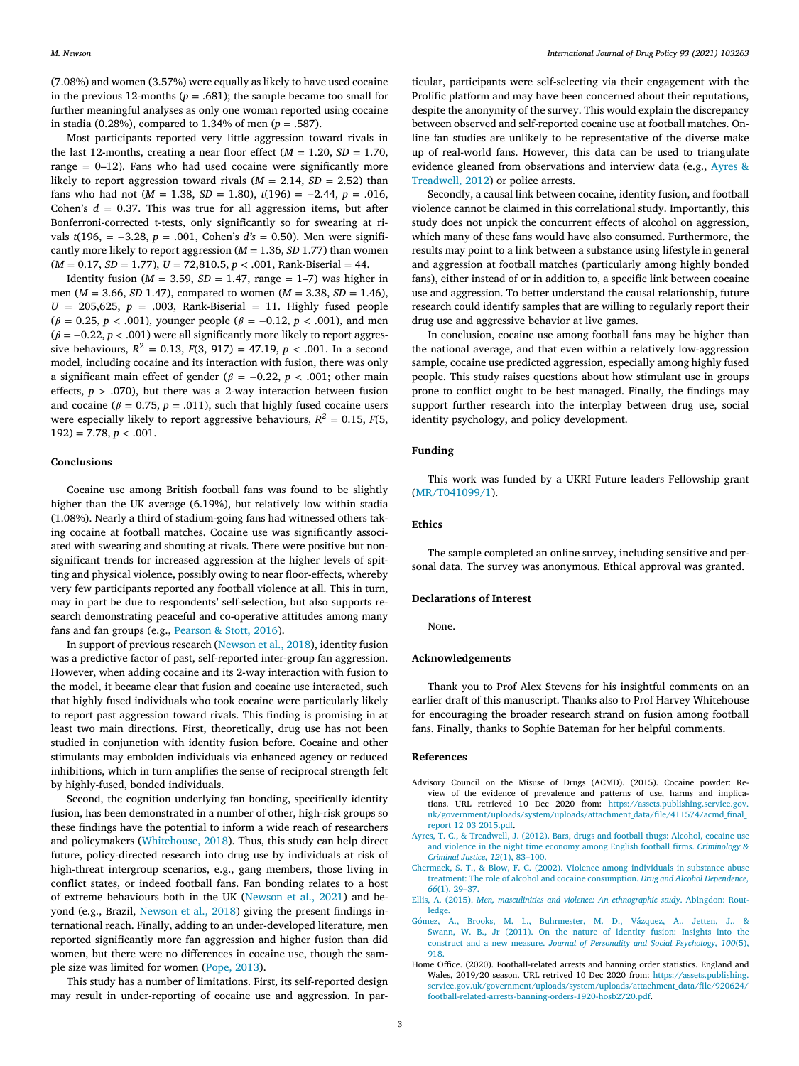(7.08%) and women (3.57%) were equally as likely to have used cocaine in the previous 12-months ($p$ = .681); the sample became too small for further meaningful analyses as only one woman reported using cocaine in stadia (0.28%), compared to 1.34% of men ($p$ = .587).

Most participants reported very little aggression toward rivals in the last 12-months, creating a near floor effect ($M$ = 1.20, $SD$ = 1.70, range = 0–12). Fans who had used cocaine were significantly more likely to report aggression toward rivals ($M$ = 2.14, $SD$ = 2.52) than fans who had not ($M$ = 1.38, $SD$ = 1.80), $t(196) = -2.44$, $p$ = .016, Cohen's $d$ = 0.37. This was true for all aggression items, but after Bonferroni-corrected t-tests, only significantly so for swearing at rivals $t$(196, = −3.28, $p$ = .001, Cohen's $d's$ = 0.50). Men were significantly more likely to report aggression ($M$ = 1.36, $SD$ 1.77) than women ($M$ = 0.17, $SD$ = 1.77), $U$ = 72,810.5, $p$ < .001, Rank-Biserial = 44.

Identity fusion ($M$ = 3.59, $SD$ = 1.47, range = 1–7) was higher in men ($M$ = 3.66, $SD$ 1.47), compared to women ($M$ = 3.38, $SD$ = 1.46), $U$ = 205,625, $p$ = .003, Rank-Biserial = 11. Highly fused people ($\beta$ = 0.25, $p$ < .001), younger people ($\beta$ = −0.12, $p$ < .001), and men ($\beta$ = −0.22, $p$ < .001) were all significantly more likely to report aggressive behaviours, $R^2$ = 0.13, $F(3, 917)$ = 47.19, $p$ < .001. In a second model, including cocaine and its interaction with fusion, there was only a significant main effect of gender ($\beta$ = −0.22, $p$ < .001; other main effects, $p$ > .070), but there was a 2-way interaction between fusion and cocaine ($\beta$ = 0.75, $p$ = .011), such that highly fused cocaine users were especially likely to report aggressive behaviours, $R^2$ = 0.15, $F(5, 192)$ = 7.78, $p$ < .001.

## Conclusions

Cocaine use among British football fans was found to be slightly higher than the UK average (6.19%), but relatively low within stadia (1.08%). Nearly a third of stadium-going fans had witnessed others taking cocaine at football matches. Cocaine use was significantly associated with swearing and shouting at rivals. There were positive but non-significant trends for increased aggression at the higher levels of spitting and physical violence, possibly owing to near floor-effects, whereby very few participants reported any football violence at all. This in turn, may in part be due to respondents' self-selection, but also supports research demonstrating peaceful and co-operative attitudes among many fans and fan groups (e.g., Pearson & Stott, 2016).

In support of previous research (Newson et al., 2018), identity fusion was a predictive factor of past, self-reported inter-group fan aggression. However, when adding cocaine and its 2-way interaction with fusion to the model, it became clear that fusion and cocaine use interacted, such that highly fused individuals who took cocaine were particularly likely to report past aggression toward rivals. This finding is promising in at least two main directions. First, theoretically, drug use has not been studied in conjunction with identity fusion before. Cocaine and other stimulants may embolden individuals via enhanced agency or reduced inhibitions, which in turn amplifies the sense of reciprocal strength felt by highly-fused, bonded individuals.

Second, the cognition underlying fan bonding, specifically identity fusion, has been demonstrated in a number of other, high-risk groups so these findings have the potential to inform a wide reach of researchers and policymakers (Whitehouse, 2018). Thus, this study can help direct future, policy-directed research into drug use by individuals at risk of high-threat intergroup scenarios, e.g., gang members, those living in conflict states, or indeed football fans. Fan bonding relates to a host of extreme behaviours both in the UK (Newson et al., 2021) and beyond (e.g., Brazil, Newson et al., 2018) giving the present findings international reach. Finally, adding to an under-developed literature, men reported significantly more fan aggression and higher fusion than did women, but there were no differences in cocaine use, though the sample size was limited for women (Pope, 2013).

This study has a number of limitations. First, its self-reported design may result in under-reporting of cocaine use and aggression. In particular, participants were self-selecting via their engagement with the Prolific platform and may have been concerned about their reputations, despite the anonymity of the survey. This would explain the discrepancy between observed and self-reported cocaine use at football matches. Online fan studies are unlikely to be representative of the diverse make up of real-world fans. However, this data can be used to triangulate evidence gleaned from observations and interview data (e.g., Ayres & Treadwell, 2012) or police arrests.

Secondly, a causal link between cocaine, identity fusion, and football violence cannot be claimed in this correlational study. Importantly, this study does not unpick the concurrent effects of alcohol on aggression, which many of these fans would have also consumed. Furthermore, the results may point to a link between a substance using lifestyle in general and aggression at football matches (particularly among highly bonded fans), either instead of or in addition to, a specific link between cocaine use and aggression. To better understand the causal relationship, future research could identify samples that are willing to regularly report their drug use and aggressive behavior at live games.

In conclusion, cocaine use among football fans may be higher than the national average, and that even within a relatively low-aggression sample, cocaine use predicted aggression, especially among highly fused people. This study raises questions about how stimulant use in groups prone to conflict ought to be best managed. Finally, the findings may support further research into the interplay between drug use, social identity psychology, and policy development.

## Funding

This work was funded by a UKRI Future leaders Fellowship grant (MR/T041099/1).

## Ethics

The sample completed an online survey, including sensitive and personal data. The survey was anonymous. Ethical approval was granted.

## Declarations of Interest

None.

## Acknowledgements

Thank you to Prof Alex Stevens for his insightful comments on an earlier draft of this manuscript. Thanks also to Prof Harvey Whitehouse for encouraging the broader research strand on fusion among football fans. Finally, thanks to Sophie Bateman for her helpful comments.

## References

Advisory Council on the Misuse of Drugs (ACMD). (2015). Cocaine powder: Review of the evidence of prevalence and patterns of use, harms and implications. URL retrieved 10 Dec 2020 from: https://assets.publishing.service.gov.uk/government/uploads/system/uploads/attachment_data/file/411574/acmd_final_report_12_03_2015.pdf.

Ayres, T. C., & Treadwell, J. (2012). Bars, drugs and football thugs: Alcohol, cocaine use and violence in the night time economy among English football firms. *Criminology & Criminal Justice, 12*(1), 83–100.

Chermack, S. T., & Blow, F. C. (2002). Violence among individuals in substance abuse treatment: The role of alcohol and cocaine consumption. *Drug and Alcohol Dependence, 66*(1), 29–37.

Ellis, A. (2015). *Men, masculinities and violence: An ethnographic study*. Abingdon: Routledge.

Gómez, A., Brooks, M. L., Buhrmester, M. D., Vázquez, A., Jetten, J., & Swann, W. B., Jr (2011). On the nature of identity fusion: Insights into the construct and a new measure. *Journal of Personality and Social Psychology, 100*(5), 918.

Home Office. (2020). Football-related arrests and banning order statistics. England and Wales, 2019/20 season. URL retrived 10 Dec 2020 from: https://assets.publishing.service.gov.uk/government/uploads/system/uploads/attachment_data/file/920624/football-related-arrests-banning-orders-1920-hosb2720.pdf.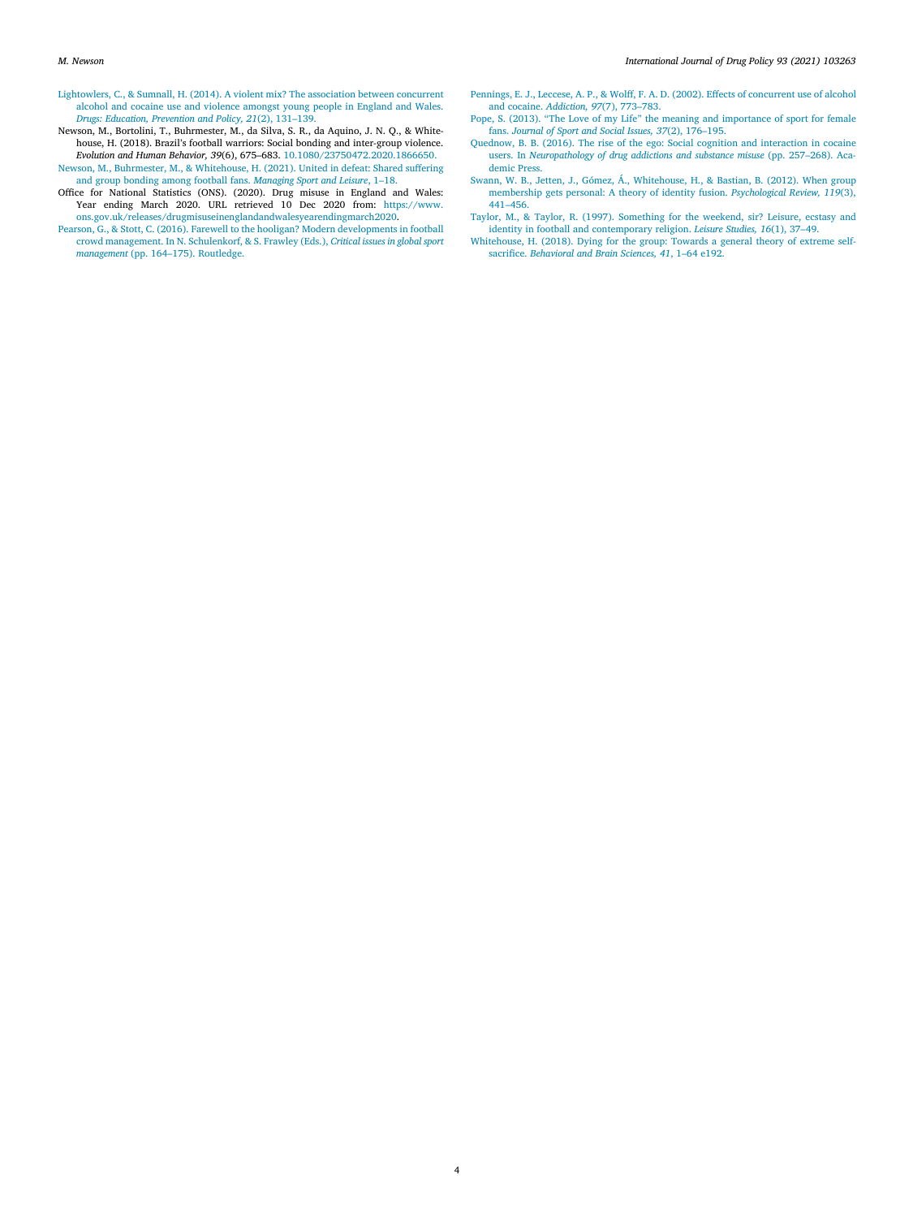Lightowlers, C., & Sumnall, H. (2014). A violent mix? The association between concurrent alcohol and cocaine use and violence amongst young people in England and Wales. *Drugs: Education, Prevention and Policy, 21*(2), 131–139.

Newson, M., Bortolini, T., Buhrmester, M., da Silva, S. R., da Aquino, J. N. Q., & Whitehouse, H. (2018). Brazil's football warriors: Social bonding and inter-group violence. *Evolution and Human Behavior, 39*(6), 675–683. 10.1080/23750472.2020.1866650.

Newson, M., Buhrmester, M., & Whitehouse, H. (2021). United in defeat: Shared suffering and group bonding among football fans. *Managing Sport and Leisure*, 1–18.

Office for National Statistics (ONS). (2020). Drug misuse in England and Wales: Year ending March 2020. URL retrieved 10 Dec 2020 from: https://www.ons.gov.uk/releases/drugmisuseinenglandandwalesyearendingmarch2020.

Pearson, G., & Stott, C. (2016). Farewell to the hooligan? Modern developments in football crowd management. In N. Schulenkorf, & S. Frawley (Eds.), *Critical issues in global sport management* (pp. 164–175). Routledge.

Pennings, E. J., Leccese, A. P., & Wolff, F. A. D. (2002). Effects of concurrent use of alcohol and cocaine. *Addiction, 97*(7), 773–783.

Pope, S. (2013). "The Love of my Life" the meaning and importance of sport for female fans. *Journal of Sport and Social Issues, 37*(2), 176–195.

Quednow, B. B. (2016). The rise of the ego: Social cognition and interaction in cocaine users. In *Neuropathology of drug addictions and substance misuse* (pp. 257–268). Academic Press.

Swann, W. B., Jetten, J., Gómez, Á., Whitehouse, H., & Bastian, B. (2012). When group membership gets personal: A theory of identity fusion. *Psychological Review, 119*(3), 441–456.

Taylor, M., & Taylor, R. (1997). Something for the weekend, sir? Leisure, ecstasy and identity in football and contemporary religion. *Leisure Studies, 16*(1), 37–49.

Whitehouse, H. (2018). Dying for the group: Towards a general theory of extreme self-sacrifice. *Behavioral and Brain Sciences, 41*, 1–64 e192.